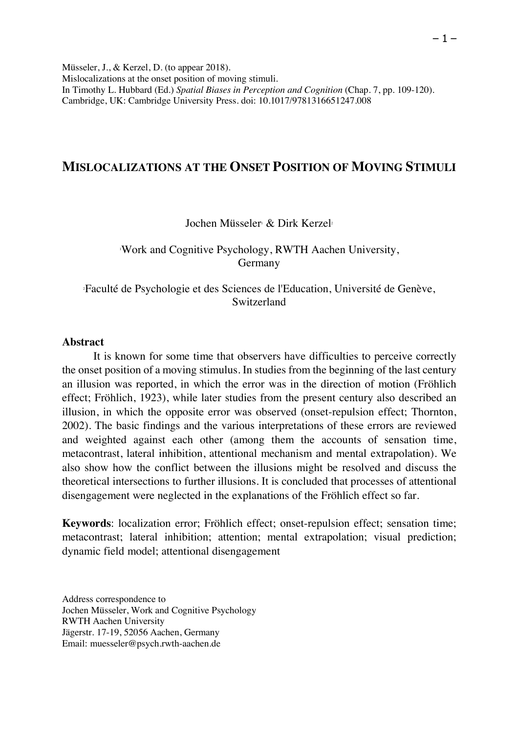Müsseler, J., & Kerzel, D. (to appear 2018).
Mislocalizations at the onset position of moving stimuli.
In Timothy L. Hubbard (Ed.) *Spatial Biases in Perception and Cognition* (Chap. 7, pp. 109-120).
Cambridge, UK: Cambridge University Press. doi: 10.1017/9781316651247.008

# MISLOCALIZATIONS AT THE ONSET POSITION OF MOVING STIMULI

Jochen Müsseler[1] & Dirk Kerzel[2]

[1]Work and Cognitive Psychology, RWTH Aachen University, Germany

[2]Faculté de Psychologie et des Sciences de l'Education, Université de Genève, Switzerland

## Abstract

It is known for some time that observers have difficulties to perceive correctly the onset position of a moving stimulus. In studies from the beginning of the last century an illusion was reported, in which the error was in the direction of motion (Fröhlich effect; Fröhlich, 1923), while later studies from the present century also described an illusion, in which the opposite error was observed (onset-repulsion effect; Thornton, 2002). The basic findings and the various interpretations of these errors are reviewed and weighted against each other (among them the accounts of sensation time, metacontrast, lateral inhibition, attentional mechanism and mental extrapolation). We also show how the conflict between the illusions might be resolved and discuss the theoretical intersections to further illusions. It is concluded that processes of attentional disengagement were neglected in the explanations of the Fröhlich effect so far.

**Keywords**: localization error; Fröhlich effect; onset-repulsion effect; sensation time; metacontrast; lateral inhibition; attention; mental extrapolation; visual prediction; dynamic field model; attentional disengagement

Address correspondence to
Jochen Müsseler, Work and Cognitive Psychology
RWTH Aachen University
Jägerstr. 17-19, 52056 Aachen, Germany
Email: muesseler@psych.rwth-aachen.de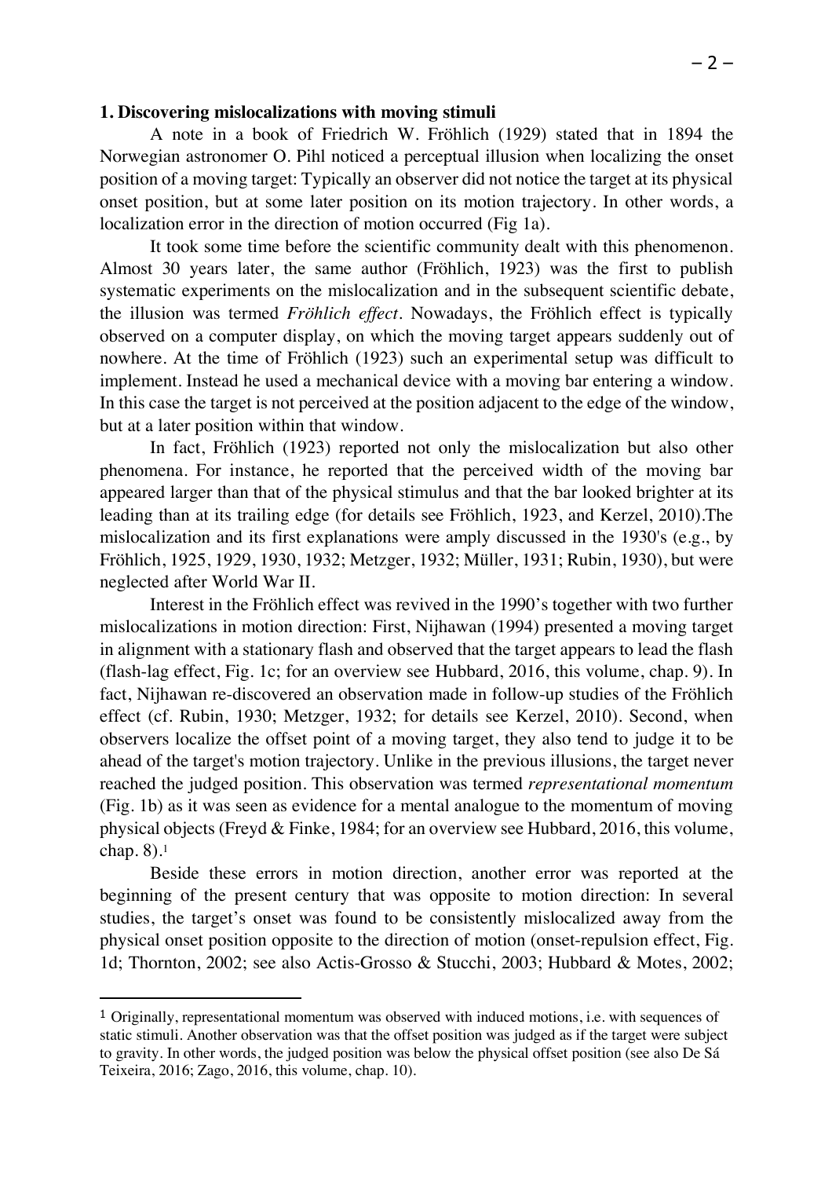**1. Discovering mislocalizations with moving stimuli**

A note in a book of Friedrich W. Fröhlich (1929) stated that in 1894 the Norwegian astronomer O. Pihl noticed a perceptual illusion when localizing the onset position of a moving target: Typically an observer did not notice the target at its physical onset position, but at some later position on its motion trajectory. In other words, a localization error in the direction of motion occurred (Fig 1a).

It took some time before the scientific community dealt with this phenomenon. Almost 30 years later, the same author (Fröhlich, 1923) was the first to publish systematic experiments on the mislocalization and in the subsequent scientific debate, the illusion was termed *Fröhlich effect*. Nowadays, the Fröhlich effect is typically observed on a computer display, on which the moving target appears suddenly out of nowhere. At the time of Fröhlich (1923) such an experimental setup was difficult to implement. Instead he used a mechanical device with a moving bar entering a window. In this case the target is not perceived at the position adjacent to the edge of the window, but at a later position within that window.

In fact, Fröhlich (1923) reported not only the mislocalization but also other phenomena. For instance, he reported that the perceived width of the moving bar appeared larger than that of the physical stimulus and that the bar looked brighter at its leading than at its trailing edge (for details see Fröhlich, 1923, and Kerzel, 2010).The mislocalization and its first explanations were amply discussed in the 1930's (e.g., by Fröhlich, 1925, 1929, 1930, 1932; Metzger, 1932; Müller, 1931; Rubin, 1930), but were neglected after World War II.

Interest in the Fröhlich effect was revived in the 1990's together with two further mislocalizations in motion direction: First, Nijhawan (1994) presented a moving target in alignment with a stationary flash and observed that the target appears to lead the flash (flash-lag effect, Fig. 1c; for an overview see Hubbard, 2016, this volume, chap. 9). In fact, Nijhawan re-discovered an observation made in follow-up studies of the Fröhlich effect (cf. Rubin, 1930; Metzger, 1932; for details see Kerzel, 2010). Second, when observers localize the offset point of a moving target, they also tend to judge it to be ahead of the target's motion trajectory. Unlike in the previous illusions, the target never reached the judged position. This observation was termed *representational momentum* (Fig. 1b) as it was seen as evidence for a mental analogue to the momentum of moving physical objects (Freyd & Finke, 1984; for an overview see Hubbard, 2016, this volume, chap. 8).[1]

Beside these errors in motion direction, another error was reported at the beginning of the present century that was opposite to motion direction: In several studies, the target's onset was found to be consistently mislocalized away from the physical onset position opposite to the direction of motion (onset-repulsion effect, Fig. 1d; Thornton, 2002; see also Actis-Grosso & Stucchi, 2003; Hubbard & Motes, 2002;

[1] Originally, representational momentum was observed with induced motions, i.e. with sequences of static stimuli. Another observation was that the offset position was judged as if the target were subject to gravity. In other words, the judged position was below the physical offset position (see also De Sá Teixeira, 2016; Zago, 2016, this volume, chap. 10).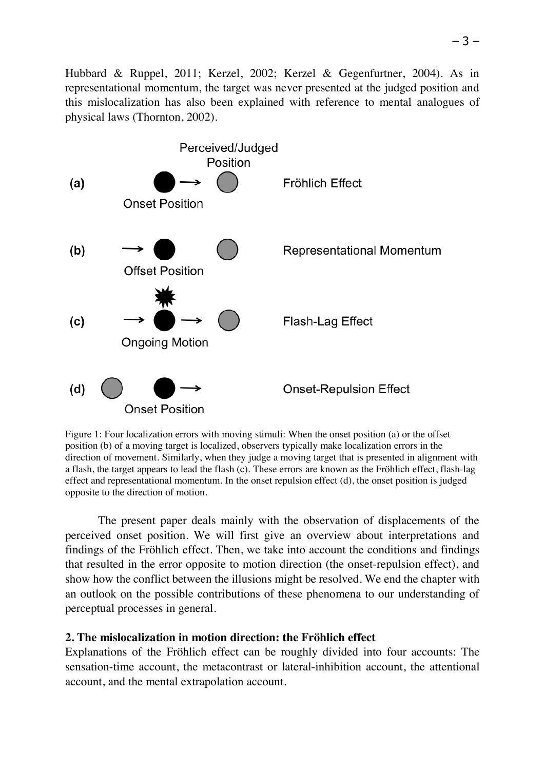Hubbard & Ruppel, 2011; Kerzel, 2002; Kerzel & Gegenfurtner, 2004). As in representational momentum, the target was never presented at the judged position and this mislocalization has also been explained with reference to mental analogues of physical laws (Thornton, 2002).

Figure 1: Four localization errors with moving stimuli: When the onset position (a) or the offset position (b) of a moving target is localized, observers typically make localization errors in the direction of movement. Similarly, when they judge a moving target that is presented in alignment with a flash, the target appears to lead the flash (c). These errors are known as the Fröhlich effect, flash-lag effect and representational momentum. In the onset repulsion effect (d), the onset position is judged opposite to the direction of motion.

The present paper deals mainly with the observation of displacements of the perceived onset position. We will first give an overview about interpretations and findings of the Fröhlich effect. Then, we take into account the conditions and findings that resulted in the error opposite to motion direction (the onset-repulsion effect), and show how the conflict between the illusions might be resolved. We end the chapter with an outlook on the possible contributions of these phenomena to our understanding of perceptual processes in general.

## 2. The mislocalization in motion direction: the Fröhlich effect

Explanations of the Fröhlich effect can be roughly divided into four accounts: The sensation-time account, the metacontrast or lateral-inhibition account, the attentional account, and the mental extrapolation account.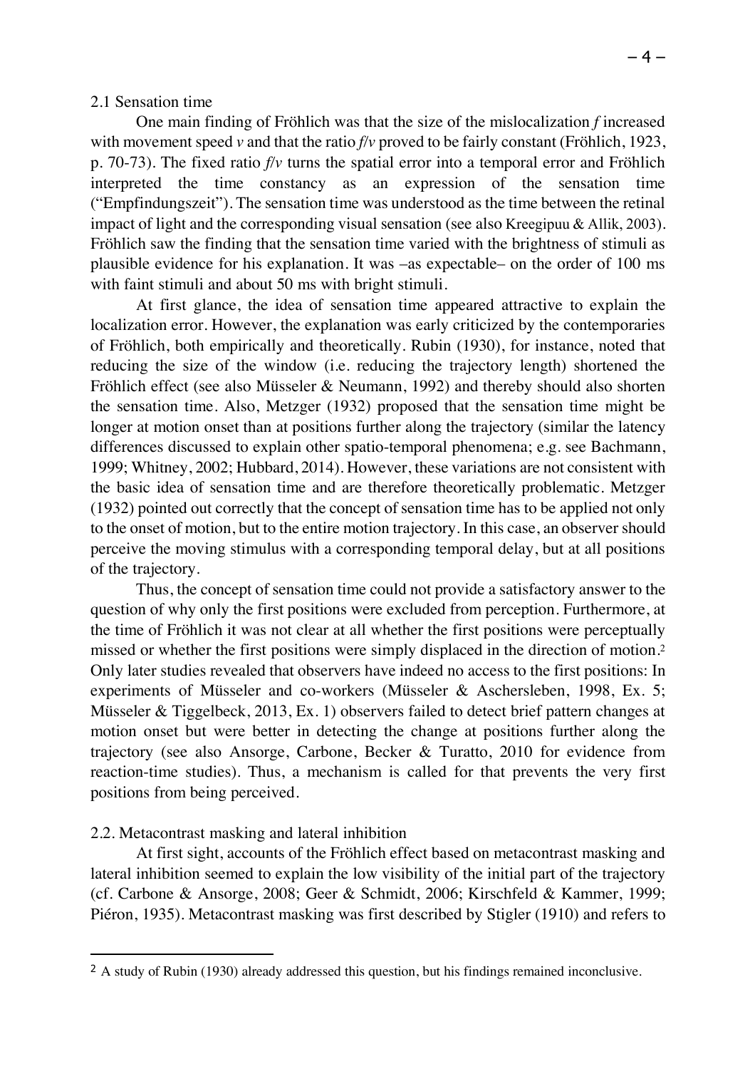## 2.1 Sensation time

One main finding of Fröhlich was that the size of the mislocalization $f$ increased with movement speed $v$ and that the ratio $f/v$ proved to be fairly constant (Fröhlich, 1923, p. 70-73). The fixed ratio $f/v$ turns the spatial error into a temporal error and Fröhlich interpreted the time constancy as an expression of the sensation time ("Empfindungszeit"). The sensation time was understood as the time between the retinal impact of light and the corresponding visual sensation (see also Kreegipuu & Allik, 2003). Fröhlich saw the finding that the sensation time varied with the brightness of stimuli as plausible evidence for his explanation. It was –as expectable– on the order of 100 ms with faint stimuli and about 50 ms with bright stimuli.

At first glance, the idea of sensation time appeared attractive to explain the localization error. However, the explanation was early criticized by the contemporaries of Fröhlich, both empirically and theoretically. Rubin (1930), for instance, noted that reducing the size of the window (i.e. reducing the trajectory length) shortened the Fröhlich effect (see also Müsseler & Neumann, 1992) and thereby should also shorten the sensation time. Also, Metzger (1932) proposed that the sensation time might be longer at motion onset than at positions further along the trajectory (similar the latency differences discussed to explain other spatio-temporal phenomena; e.g. see Bachmann, 1999; Whitney, 2002; Hubbard, 2014). However, these variations are not consistent with the basic idea of sensation time and are therefore theoretically problematic. Metzger (1932) pointed out correctly that the concept of sensation time has to be applied not only to the onset of motion, but to the entire motion trajectory. In this case, an observer should perceive the moving stimulus with a corresponding temporal delay, but at all positions of the trajectory.

Thus, the concept of sensation time could not provide a satisfactory answer to the question of why only the first positions were excluded from perception. Furthermore, at the time of Fröhlich it was not clear at all whether the first positions were perceptually missed or whether the first positions were simply displaced in the direction of motion.[2] Only later studies revealed that observers have indeed no access to the first positions: In experiments of Müsseler and co-workers (Müsseler & Aschersleben, 1998, Ex. 5; Müsseler & Tiggelbeck, 2013, Ex. 1) observers failed to detect brief pattern changes at motion onset but were better in detecting the change at positions further along the trajectory (see also Ansorge, Carbone, Becker & Turatto, 2010 for evidence from reaction-time studies). Thus, a mechanism is called for that prevents the very first positions from being perceived.

## 2.2. Metacontrast masking and lateral inhibition

At first sight, accounts of the Fröhlich effect based on metacontrast masking and lateral inhibition seemed to explain the low visibility of the initial part of the trajectory (cf. Carbone & Ansorge, 2008; Geer & Schmidt, 2006; Kirschfeld & Kammer, 1999; Piéron, 1935). Metacontrast masking was first described by Stigler (1910) and refers to

[2] A study of Rubin (1930) already addressed this question, but his findings remained inconclusive.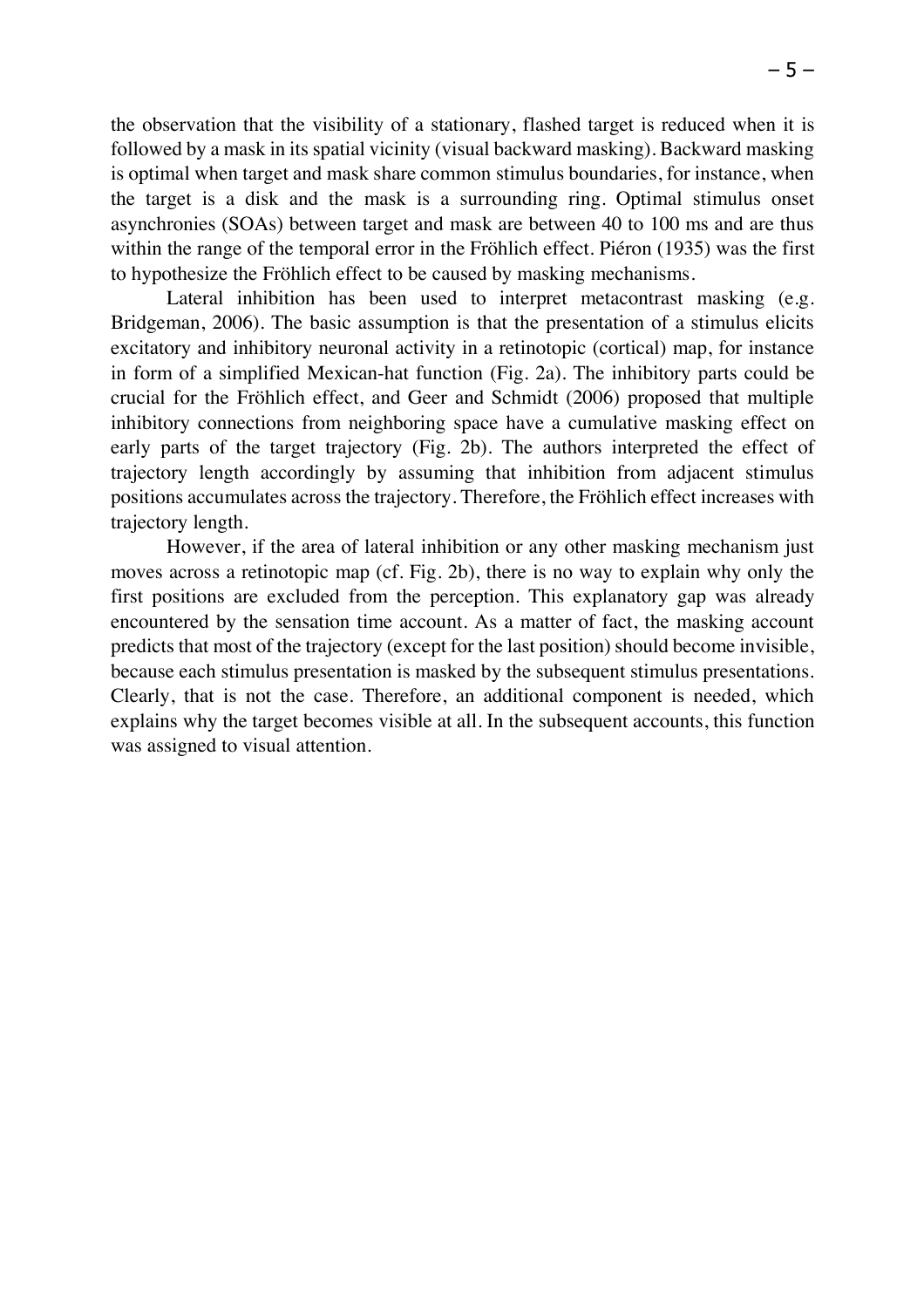the observation that the visibility of a stationary, flashed target is reduced when it is followed by a mask in its spatial vicinity (visual backward masking). Backward masking is optimal when target and mask share common stimulus boundaries, for instance, when the target is a disk and the mask is a surrounding ring. Optimal stimulus onset asynchronies (SOAs) between target and mask are between 40 to 100 ms and are thus within the range of the temporal error in the Fröhlich effect. Piéron (1935) was the first to hypothesize the Fröhlich effect to be caused by masking mechanisms.

Lateral inhibition has been used to interpret metacontrast masking (e.g. Bridgeman, 2006). The basic assumption is that the presentation of a stimulus elicits excitatory and inhibitory neuronal activity in a retinotopic (cortical) map, for instance in form of a simplified Mexican-hat function (Fig. 2a). The inhibitory parts could be crucial for the Fröhlich effect, and Geer and Schmidt (2006) proposed that multiple inhibitory connections from neighboring space have a cumulative masking effect on early parts of the target trajectory (Fig. 2b). The authors interpreted the effect of trajectory length accordingly by assuming that inhibition from adjacent stimulus positions accumulates across the trajectory. Therefore, the Fröhlich effect increases with trajectory length.

However, if the area of lateral inhibition or any other masking mechanism just moves across a retinotopic map (cf. Fig. 2b), there is no way to explain why only the first positions are excluded from the perception. This explanatory gap was already encountered by the sensation time account. As a matter of fact, the masking account predicts that most of the trajectory (except for the last position) should become invisible, because each stimulus presentation is masked by the subsequent stimulus presentations. Clearly, that is not the case. Therefore, an additional component is needed, which explains why the target becomes visible at all. In the subsequent accounts, this function was assigned to visual attention.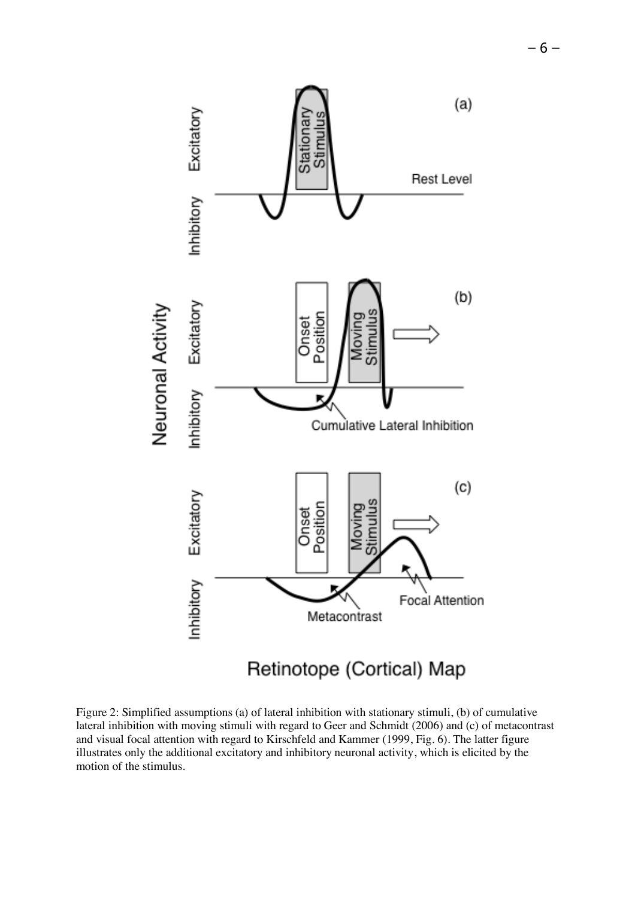Figure 2: Simplified assumptions (a) of lateral inhibition with stationary stimuli, (b) of cumulative lateral inhibition with moving stimuli with regard to Geer and Schmidt (2006) and (c) of metacontrast and visual focal attention with regard to Kirschfeld and Kammer (1999, Fig. 6). The latter figure illustrates only the additional excitatory and inhibitory neuronal activity, which is elicited by the motion of the stimulus.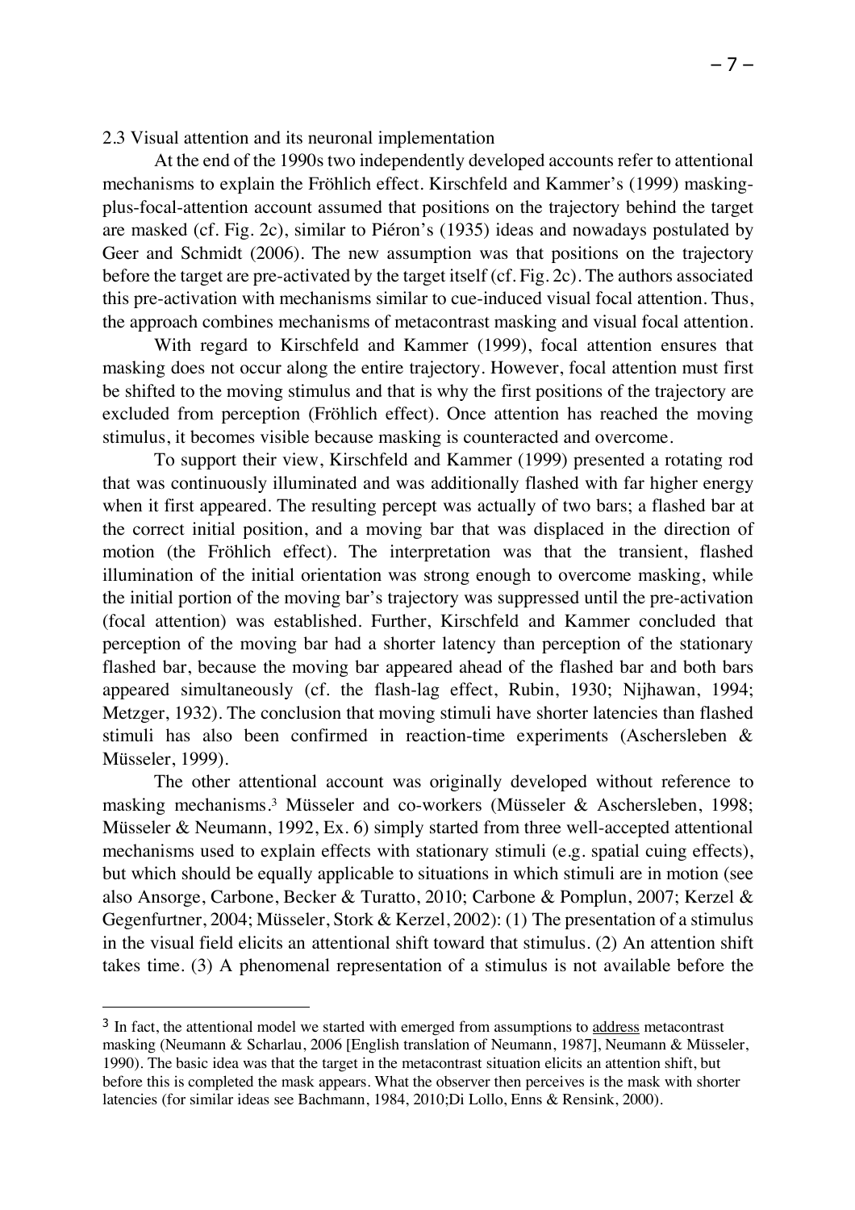### 2.3 Visual attention and its neuronal implementation

At the end of the 1990s two independently developed accounts refer to attentional mechanisms to explain the Fröhlich effect. Kirschfeld and Kammer's (1999) masking-plus-focal-attention account assumed that positions on the trajectory behind the target are masked (cf. Fig. 2c), similar to Piéron's (1935) ideas and nowadays postulated by Geer and Schmidt (2006). The new assumption was that positions on the trajectory before the target are pre-activated by the target itself (cf. Fig. 2c). The authors associated this pre-activation with mechanisms similar to cue-induced visual focal attention. Thus, the approach combines mechanisms of metacontrast masking and visual focal attention.

With regard to Kirschfeld and Kammer (1999), focal attention ensures that masking does not occur along the entire trajectory. However, focal attention must first be shifted to the moving stimulus and that is why the first positions of the trajectory are excluded from perception (Fröhlich effect). Once attention has reached the moving stimulus, it becomes visible because masking is counteracted and overcome.

To support their view, Kirschfeld and Kammer (1999) presented a rotating rod that was continuously illuminated and was additionally flashed with far higher energy when it first appeared. The resulting percept was actually of two bars; a flashed bar at the correct initial position, and a moving bar that was displaced in the direction of motion (the Fröhlich effect). The interpretation was that the transient, flashed illumination of the initial orientation was strong enough to overcome masking, while the initial portion of the moving bar's trajectory was suppressed until the pre-activation (focal attention) was established. Further, Kirschfeld and Kammer concluded that perception of the moving bar had a shorter latency than perception of the stationary flashed bar, because the moving bar appeared ahead of the flashed bar and both bars appeared simultaneously (cf. the flash-lag effect, Rubin, 1930; Nijhawan, 1994; Metzger, 1932). The conclusion that moving stimuli have shorter latencies than flashed stimuli has also been confirmed in reaction-time experiments (Aschersleben & Müsseler, 1999).

The other attentional account was originally developed without reference to masking mechanisms.[3] Müsseler and co-workers (Müsseler & Aschersleben, 1998; Müsseler & Neumann, 1992, Ex. 6) simply started from three well-accepted attentional mechanisms used to explain effects with stationary stimuli (e.g. spatial cuing effects), but which should be equally applicable to situations in which stimuli are in motion (see also Ansorge, Carbone, Becker & Turatto, 2010; Carbone & Pomplun, 2007; Kerzel & Gegenfurtner, 2004; Müsseler, Stork & Kerzel, 2002): (1) The presentation of a stimulus in the visual field elicits an attentional shift toward that stimulus. (2) An attention shift takes time. (3) A phenomenal representation of a stimulus is not available before the

---

[3] In fact, the attentional model we started with emerged from assumptions to address metacontrast masking (Neumann & Scharlau, 2006 [English translation of Neumann, 1987], Neumann & Müsseler, 1990). The basic idea was that the target in the metacontrast situation elicits an attention shift, but before this is completed the mask appears. What the observer then perceives is the mask with shorter latencies (for similar ideas see Bachmann, 1984, 2010;Di Lollo, Enns & Rensink, 2000).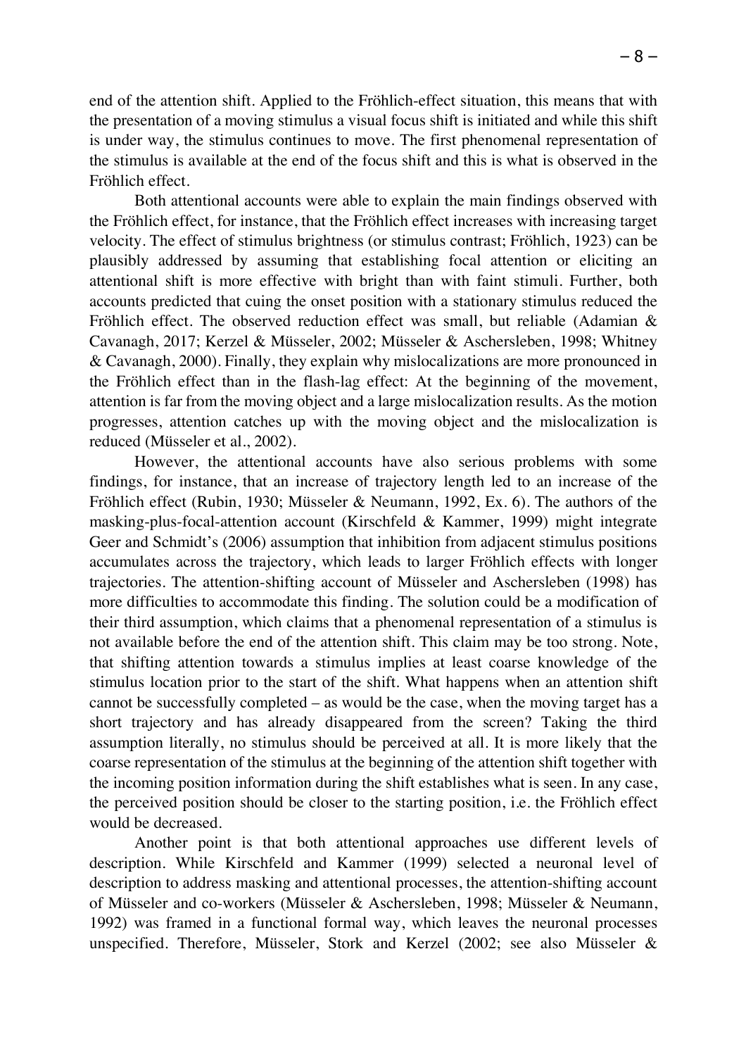end of the attention shift. Applied to the Fröhlich-effect situation, this means that with the presentation of a moving stimulus a visual focus shift is initiated and while this shift is under way, the stimulus continues to move. The first phenomenal representation of the stimulus is available at the end of the focus shift and this is what is observed in the Fröhlich effect.

Both attentional accounts were able to explain the main findings observed with the Fröhlich effect, for instance, that the Fröhlich effect increases with increasing target velocity. The effect of stimulus brightness (or stimulus contrast; Fröhlich, 1923) can be plausibly addressed by assuming that establishing focal attention or eliciting an attentional shift is more effective with bright than with faint stimuli. Further, both accounts predicted that cuing the onset position with a stationary stimulus reduced the Fröhlich effect. The observed reduction effect was small, but reliable (Adamian & Cavanagh, 2017; Kerzel & Müsseler, 2002; Müsseler & Aschersleben, 1998; Whitney & Cavanagh, 2000). Finally, they explain why mislocalizations are more pronounced in the Fröhlich effect than in the flash-lag effect: At the beginning of the movement, attention is far from the moving object and a large mislocalization results. As the motion progresses, attention catches up with the moving object and the mislocalization is reduced (Müsseler et al., 2002).

However, the attentional accounts have also serious problems with some findings, for instance, that an increase of trajectory length led to an increase of the Fröhlich effect (Rubin, 1930; Müsseler & Neumann, 1992, Ex. 6). The authors of the masking-plus-focal-attention account (Kirschfeld & Kammer, 1999) might integrate Geer and Schmidt's (2006) assumption that inhibition from adjacent stimulus positions accumulates across the trajectory, which leads to larger Fröhlich effects with longer trajectories. The attention-shifting account of Müsseler and Aschersleben (1998) has more difficulties to accommodate this finding. The solution could be a modification of their third assumption, which claims that a phenomenal representation of a stimulus is not available before the end of the attention shift. This claim may be too strong. Note, that shifting attention towards a stimulus implies at least coarse knowledge of the stimulus location prior to the start of the shift. What happens when an attention shift cannot be successfully completed – as would be the case, when the moving target has a short trajectory and has already disappeared from the screen? Taking the third assumption literally, no stimulus should be perceived at all. It is more likely that the coarse representation of the stimulus at the beginning of the attention shift together with the incoming position information during the shift establishes what is seen. In any case, the perceived position should be closer to the starting position, i.e. the Fröhlich effect would be decreased.

Another point is that both attentional approaches use different levels of description. While Kirschfeld and Kammer (1999) selected a neuronal level of description to address masking and attentional processes, the attention-shifting account of Müsseler and co-workers (Müsseler & Aschersleben, 1998; Müsseler & Neumann, 1992) was framed in a functional formal way, which leaves the neuronal processes unspecified. Therefore, Müsseler, Stork and Kerzel (2002; see also Müsseler &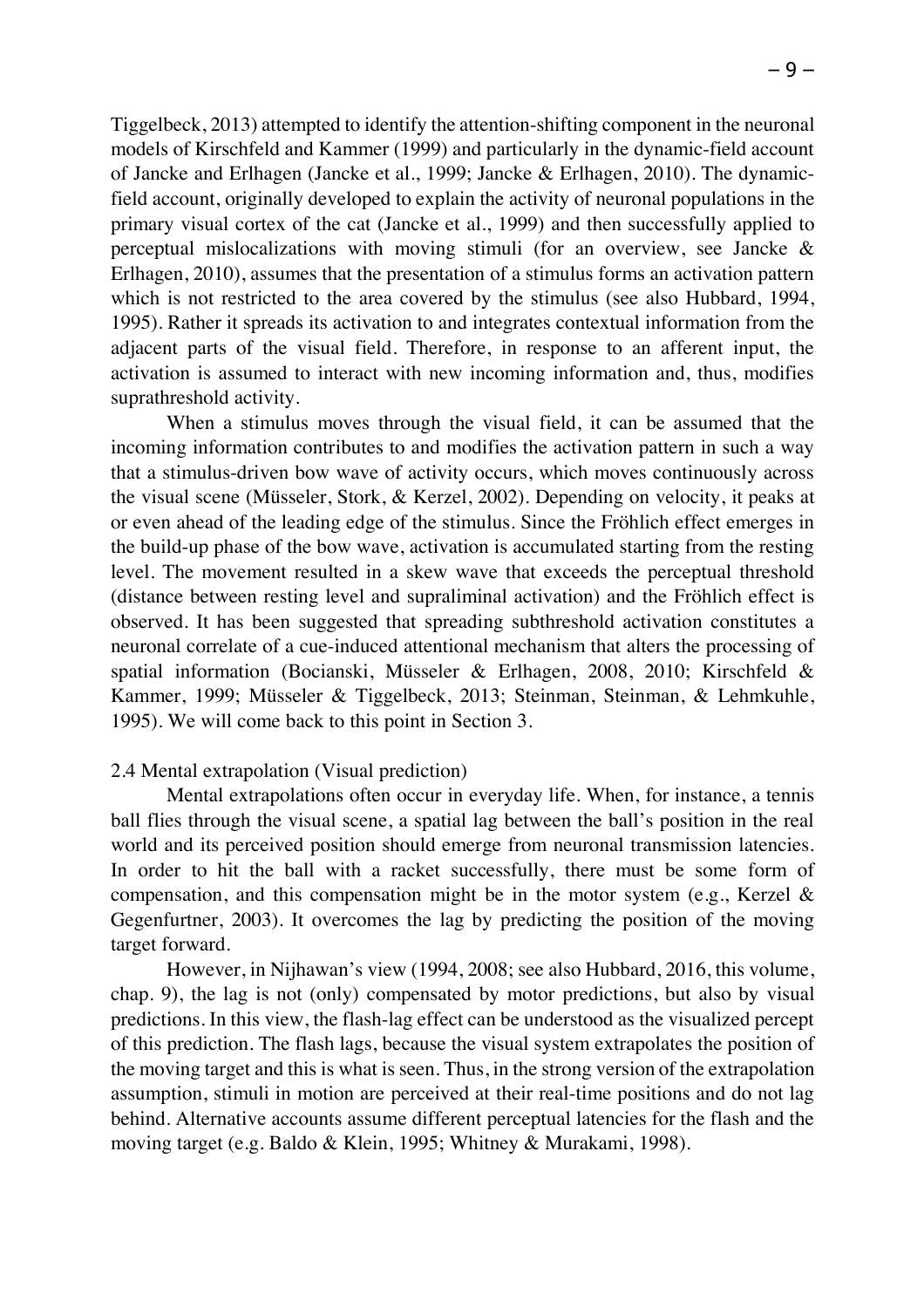Tiggelbeck, 2013) attempted to identify the attention-shifting component in the neuronal models of Kirschfeld and Kammer (1999) and particularly in the dynamic-field account of Jancke and Erlhagen (Jancke et al., 1999; Jancke & Erlhagen, 2010). The dynamic-field account, originally developed to explain the activity of neuronal populations in the primary visual cortex of the cat (Jancke et al., 1999) and then successfully applied to perceptual mislocalizations with moving stimuli (for an overview, see Jancke & Erlhagen, 2010), assumes that the presentation of a stimulus forms an activation pattern which is not restricted to the area covered by the stimulus (see also Hubbard, 1994, 1995). Rather it spreads its activation to and integrates contextual information from the adjacent parts of the visual field. Therefore, in response to an afferent input, the activation is assumed to interact with new incoming information and, thus, modifies suprathreshold activity.

When a stimulus moves through the visual field, it can be assumed that the incoming information contributes to and modifies the activation pattern in such a way that a stimulus-driven bow wave of activity occurs, which moves continuously across the visual scene (Müsseler, Stork, & Kerzel, 2002). Depending on velocity, it peaks at or even ahead of the leading edge of the stimulus. Since the Fröhlich effect emerges in the build-up phase of the bow wave, activation is accumulated starting from the resting level. The movement resulted in a skew wave that exceeds the perceptual threshold (distance between resting level and supraliminal activation) and the Fröhlich effect is observed. It has been suggested that spreading subthreshold activation constitutes a neuronal correlate of a cue-induced attentional mechanism that alters the processing of spatial information (Bocianski, Müsseler & Erlhagen, 2008, 2010; Kirschfeld & Kammer, 1999; Müsseler & Tiggelbeck, 2013; Steinman, Steinman, & Lehmkuhle, 1995). We will come back to this point in Section 3.

## 2.4 Mental extrapolation (Visual prediction)

Mental extrapolations often occur in everyday life. When, for instance, a tennis ball flies through the visual scene, a spatial lag between the ball's position in the real world and its perceived position should emerge from neuronal transmission latencies. In order to hit the ball with a racket successfully, there must be some form of compensation, and this compensation might be in the motor system (e.g., Kerzel & Gegenfurtner, 2003). It overcomes the lag by predicting the position of the moving target forward.

However, in Nijhawan's view (1994, 2008; see also Hubbard, 2016, this volume, chap. 9), the lag is not (only) compensated by motor predictions, but also by visual predictions. In this view, the flash-lag effect can be understood as the visualized percept of this prediction. The flash lags, because the visual system extrapolates the position of the moving target and this is what is seen. Thus, in the strong version of the extrapolation assumption, stimuli in motion are perceived at their real-time positions and do not lag behind. Alternative accounts assume different perceptual latencies for the flash and the moving target (e.g. Baldo & Klein, 1995; Whitney & Murakami, 1998).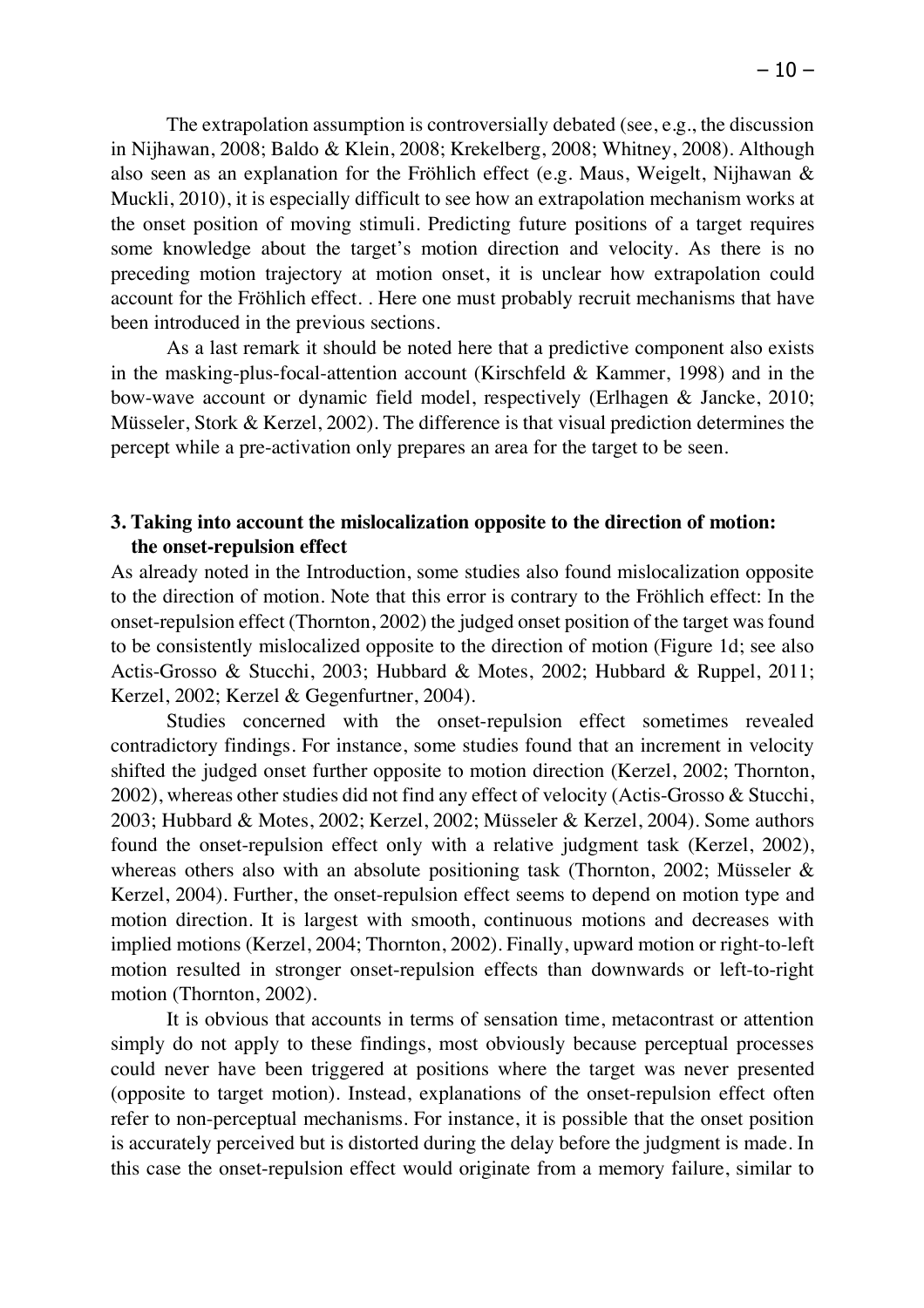The extrapolation assumption is controversially debated (see, e.g., the discussion in Nijhawan, 2008; Baldo & Klein, 2008; Krekelberg, 2008; Whitney, 2008). Although also seen as an explanation for the Fröhlich effect (e.g. Maus, Weigelt, Nijhawan & Muckli, 2010), it is especially difficult to see how an extrapolation mechanism works at the onset position of moving stimuli. Predicting future positions of a target requires some knowledge about the target's motion direction and velocity. As there is no preceding motion trajectory at motion onset, it is unclear how extrapolation could account for the Fröhlich effect. . Here one must probably recruit mechanisms that have been introduced in the previous sections.

As a last remark it should be noted here that a predictive component also exists in the masking-plus-focal-attention account (Kirschfeld & Kammer, 1998) and in the bow-wave account or dynamic field model, respectively (Erlhagen & Jancke, 2010; Müsseler, Stork & Kerzel, 2002). The difference is that visual prediction determines the percept while a pre-activation only prepares an area for the target to be seen.

## 3. Taking into account the mislocalization opposite to the direction of motion: the onset-repulsion effect

As already noted in the Introduction, some studies also found mislocalization opposite to the direction of motion. Note that this error is contrary to the Fröhlich effect: In the onset-repulsion effect (Thornton, 2002) the judged onset position of the target was found to be consistently mislocalized opposite to the direction of motion (Figure 1d; see also Actis-Grosso & Stucchi, 2003; Hubbard & Motes, 2002; Hubbard & Ruppel, 2011; Kerzel, 2002; Kerzel & Gegenfurtner, 2004).

Studies concerned with the onset-repulsion effect sometimes revealed contradictory findings. For instance, some studies found that an increment in velocity shifted the judged onset further opposite to motion direction (Kerzel, 2002; Thornton, 2002), whereas other studies did not find any effect of velocity (Actis-Grosso & Stucchi, 2003; Hubbard & Motes, 2002; Kerzel, 2002; Müsseler & Kerzel, 2004). Some authors found the onset-repulsion effect only with a relative judgment task (Kerzel, 2002), whereas others also with an absolute positioning task (Thornton, 2002; Müsseler & Kerzel, 2004). Further, the onset-repulsion effect seems to depend on motion type and motion direction. It is largest with smooth, continuous motions and decreases with implied motions (Kerzel, 2004; Thornton, 2002). Finally, upward motion or right-to-left motion resulted in stronger onset-repulsion effects than downwards or left-to-right motion (Thornton, 2002).

It is obvious that accounts in terms of sensation time, metacontrast or attention simply do not apply to these findings, most obviously because perceptual processes could never have been triggered at positions where the target was never presented (opposite to target motion). Instead, explanations of the onset-repulsion effect often refer to non-perceptual mechanisms. For instance, it is possible that the onset position is accurately perceived but is distorted during the delay before the judgment is made. In this case the onset-repulsion effect would originate from a memory failure, similar to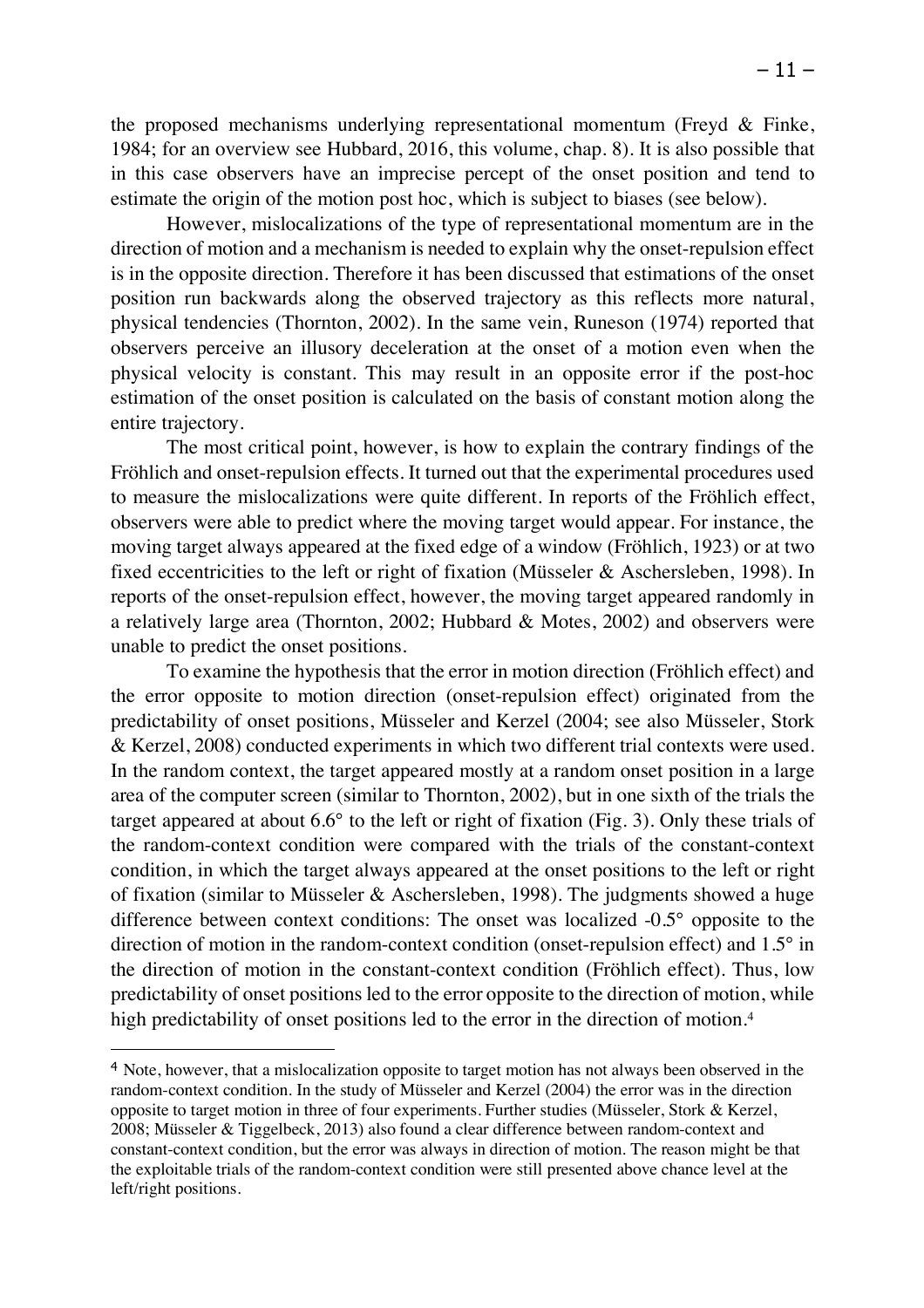the proposed mechanisms underlying representational momentum (Freyd & Finke, 1984; for an overview see Hubbard, 2016, this volume, chap. 8). It is also possible that in this case observers have an imprecise percept of the onset position and tend to estimate the origin of the motion post hoc, which is subject to biases (see below).

However, mislocalizations of the type of representational momentum are in the direction of motion and a mechanism is needed to explain why the onset-repulsion effect is in the opposite direction. Therefore it has been discussed that estimations of the onset position run backwards along the observed trajectory as this reflects more natural, physical tendencies (Thornton, 2002). In the same vein, Runeson (1974) reported that observers perceive an illusory deceleration at the onset of a motion even when the physical velocity is constant. This may result in an opposite error if the post-hoc estimation of the onset position is calculated on the basis of constant motion along the entire trajectory.

The most critical point, however, is how to explain the contrary findings of the Fröhlich and onset-repulsion effects. It turned out that the experimental procedures used to measure the mislocalizations were quite different. In reports of the Fröhlich effect, observers were able to predict where the moving target would appear. For instance, the moving target always appeared at the fixed edge of a window (Fröhlich, 1923) or at two fixed eccentricities to the left or right of fixation (Müsseler & Aschersleben, 1998). In reports of the onset-repulsion effect, however, the moving target appeared randomly in a relatively large area (Thornton, 2002; Hubbard & Motes, 2002) and observers were unable to predict the onset positions.

To examine the hypothesis that the error in motion direction (Fröhlich effect) and the error opposite to motion direction (onset-repulsion effect) originated from the predictability of onset positions, Müsseler and Kerzel (2004; see also Müsseler, Stork & Kerzel, 2008) conducted experiments in which two different trial contexts were used. In the random context, the target appeared mostly at a random onset position in a large area of the computer screen (similar to Thornton, 2002), but in one sixth of the trials the target appeared at about 6.6° to the left or right of fixation (Fig. 3). Only these trials of the random-context condition were compared with the trials of the constant-context condition, in which the target always appeared at the onset positions to the left or right of fixation (similar to Müsseler & Aschersleben, 1998). The judgments showed a huge difference between context conditions: The onset was localized -0.5° opposite to the direction of motion in the random-context condition (onset-repulsion effect) and 1.5° in the direction of motion in the constant-context condition (Fröhlich effect). Thus, low predictability of onset positions led to the error opposite to the direction of motion, while high predictability of onset positions led to the error in the direction of motion.[4]

[4] Note, however, that a mislocalization opposite to target motion has not always been observed in the random-context condition. In the study of Müsseler and Kerzel (2004) the error was in the direction opposite to target motion in three of four experiments. Further studies (Müsseler, Stork & Kerzel, 2008; Müsseler & Tiggelbeck, 2013) also found a clear difference between random-context and constant-context condition, but the error was always in direction of motion. The reason might be that the exploitable trials of the random-context condition were still presented above chance level at the left/right positions.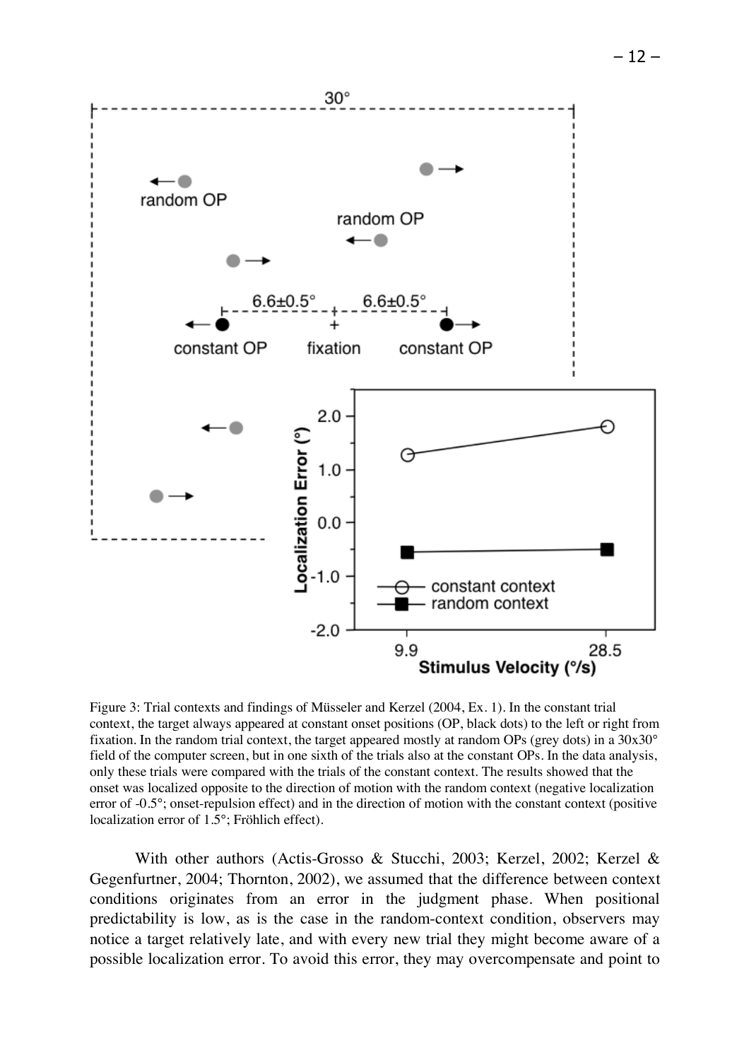Figure 3: Trial contexts and findings of Müsseler and Kerzel (2004, Ex. 1). In the constant trial context, the target always appeared at constant onset positions (OP, black dots) to the left or right from fixation. In the random trial context, the target appeared mostly at random OPs (grey dots) in a 30x30° field of the computer screen, but in one sixth of the trials also at the constant OPs. In the data analysis, only these trials were compared with the trials of the constant context. The results showed that the onset was localized opposite to the direction of motion with the random context (negative localization error of -0.5°; onset-repulsion effect) and in the direction of motion with the constant context (positive localization error of 1.5°; Fröhlich effect).

With other authors (Actis-Grosso & Stucchi, 2003; Kerzel, 2002; Kerzel & Gegenfurtner, 2004; Thornton, 2002), we assumed that the difference between context conditions originates from an error in the judgment phase. When positional predictability is low, as is the case in the random-context condition, observers may notice a target relatively late, and with every new trial they might become aware of a possible localization error. To avoid this error, they may overcompensate and point to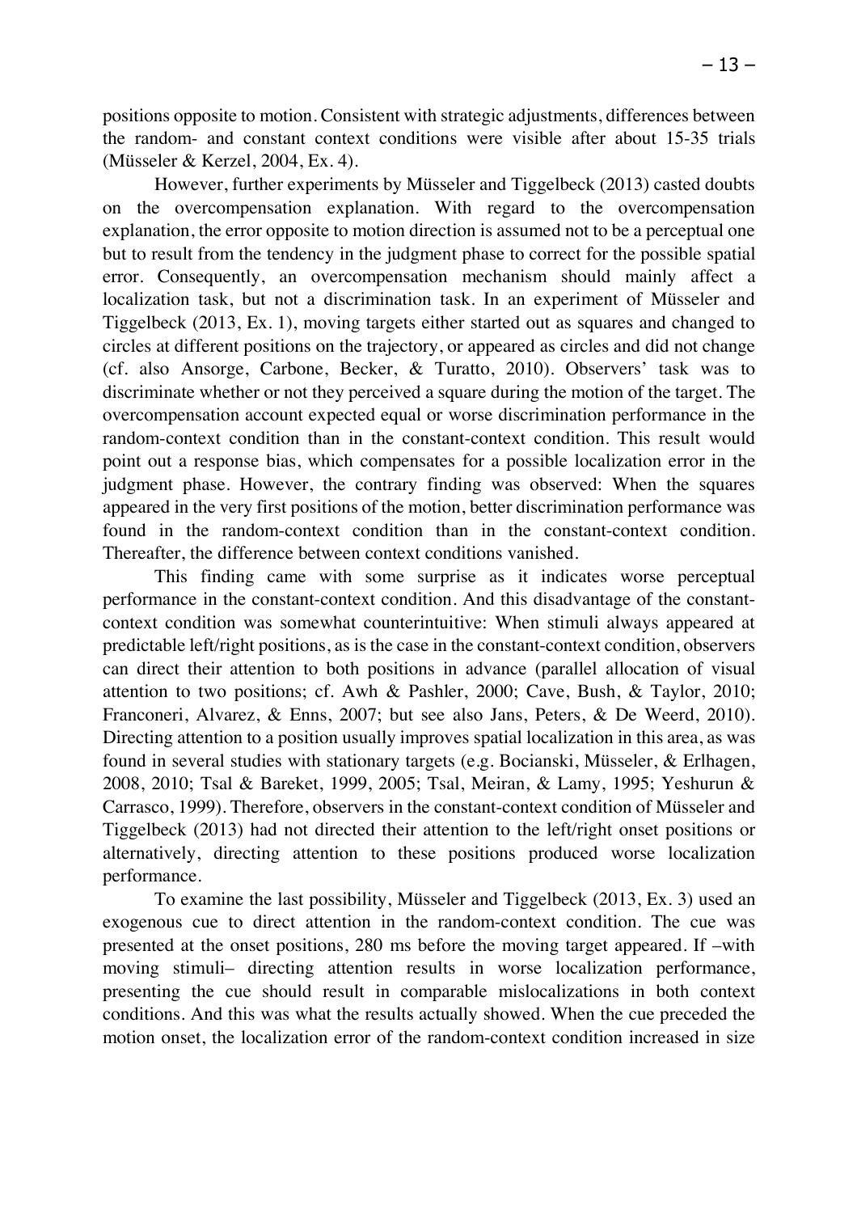positions opposite to motion. Consistent with strategic adjustments, differences between the random- and constant context conditions were visible after about 15-35 trials (Müsseler & Kerzel, 2004, Ex. 4).

However, further experiments by Müsseler and Tiggelbeck (2013) casted doubts on the overcompensation explanation. With regard to the overcompensation explanation, the error opposite to motion direction is assumed not to be a perceptual one but to result from the tendency in the judgment phase to correct for the possible spatial error. Consequently, an overcompensation mechanism should mainly affect a localization task, but not a discrimination task. In an experiment of Müsseler and Tiggelbeck (2013, Ex. 1), moving targets either started out as squares and changed to circles at different positions on the trajectory, or appeared as circles and did not change (cf. also Ansorge, Carbone, Becker, & Turatto, 2010). Observers' task was to discriminate whether or not they perceived a square during the motion of the target. The overcompensation account expected equal or worse discrimination performance in the random-context condition than in the constant-context condition. This result would point out a response bias, which compensates for a possible localization error in the judgment phase. However, the contrary finding was observed: When the squares appeared in the very first positions of the motion, better discrimination performance was found in the random-context condition than in the constant-context condition. Thereafter, the difference between context conditions vanished.

This finding came with some surprise as it indicates worse perceptual performance in the constant-context condition. And this disadvantage of the constant-context condition was somewhat counterintuitive: When stimuli always appeared at predictable left/right positions, as is the case in the constant-context condition, observers can direct their attention to both positions in advance (parallel allocation of visual attention to two positions; cf. Awh & Pashler, 2000; Cave, Bush, & Taylor, 2010; Franconeri, Alvarez, & Enns, 2007; but see also Jans, Peters, & De Weerd, 2010). Directing attention to a position usually improves spatial localization in this area, as was found in several studies with stationary targets (e.g. Bocianski, Müsseler, & Erlhagen, 2008, 2010; Tsal & Bareket, 1999, 2005; Tsal, Meiran, & Lamy, 1995; Yeshurun & Carrasco, 1999). Therefore, observers in the constant-context condition of Müsseler and Tiggelbeck (2013) had not directed their attention to the left/right onset positions or alternatively, directing attention to these positions produced worse localization performance.

To examine the last possibility, Müsseler and Tiggelbeck (2013, Ex. 3) used an exogenous cue to direct attention in the random-context condition. The cue was presented at the onset positions, 280 ms before the moving target appeared. If –with moving stimuli– directing attention results in worse localization performance, presenting the cue should result in comparable mislocalizations in both context conditions. And this was what the results actually showed. When the cue preceded the motion onset, the localization error of the random-context condition increased in size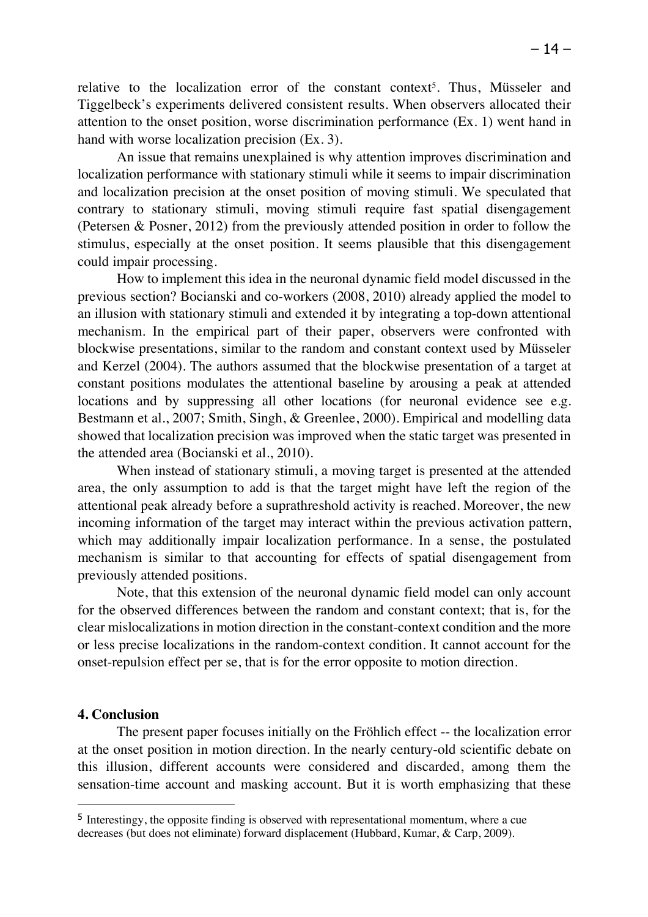relative to the localization error of the constant context[5]. Thus, Müsseler and Tiggelbeck's experiments delivered consistent results. When observers allocated their attention to the onset position, worse discrimination performance (Ex. 1) went hand in hand with worse localization precision (Ex. 3).

An issue that remains unexplained is why attention improves discrimination and localization performance with stationary stimuli while it seems to impair discrimination and localization precision at the onset position of moving stimuli. We speculated that contrary to stationary stimuli, moving stimuli require fast spatial disengagement (Petersen & Posner, 2012) from the previously attended position in order to follow the stimulus, especially at the onset position. It seems plausible that this disengagement could impair processing.

How to implement this idea in the neuronal dynamic field model discussed in the previous section? Bocianski and co-workers (2008, 2010) already applied the model to an illusion with stationary stimuli and extended it by integrating a top-down attentional mechanism. In the empirical part of their paper, observers were confronted with blockwise presentations, similar to the random and constant context used by Müsseler and Kerzel (2004). The authors assumed that the blockwise presentation of a target at constant positions modulates the attentional baseline by arousing a peak at attended locations and by suppressing all other locations (for neuronal evidence see e.g. Bestmann et al., 2007; Smith, Singh, & Greenlee, 2000). Empirical and modelling data showed that localization precision was improved when the static target was presented in the attended area (Bocianski et al., 2010).

When instead of stationary stimuli, a moving target is presented at the attended area, the only assumption to add is that the target might have left the region of the attentional peak already before a suprathreshold activity is reached. Moreover, the new incoming information of the target may interact within the previous activation pattern, which may additionally impair localization performance. In a sense, the postulated mechanism is similar to that accounting for effects of spatial disengagement from previously attended positions.

Note, that this extension of the neuronal dynamic field model can only account for the observed differences between the random and constant context; that is, for the clear mislocalizations in motion direction in the constant-context condition and the more or less precise localizations in the random-context condition. It cannot account for the onset-repulsion effect per se, that is for the error opposite to motion direction.

## 4. Conclusion

The present paper focuses initially on the Fröhlich effect -- the localization error at the onset position in motion direction. In the nearly century-old scientific debate on this illusion, different accounts were considered and discarded, among them the sensation-time account and masking account. But it is worth emphasizing that these

---

[5] Interestingy, the opposite finding is observed with representational momentum, where a cue decreases (but does not eliminate) forward displacement (Hubbard, Kumar, & Carp, 2009).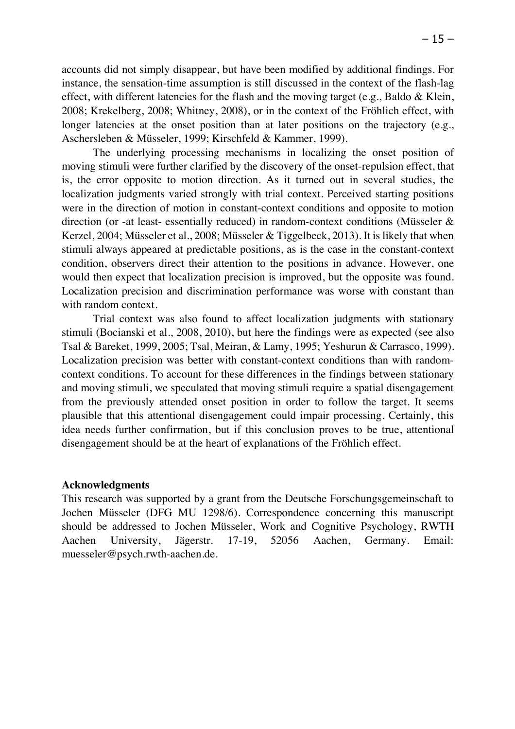accounts did not simply disappear, but have been modified by additional findings. For instance, the sensation-time assumption is still discussed in the context of the flash-lag effect, with different latencies for the flash and the moving target (e.g., Baldo & Klein, 2008; Krekelberg, 2008; Whitney, 2008), or in the context of the Fröhlich effect, with longer latencies at the onset position than at later positions on the trajectory (e.g., Aschersleben & Müsseler, 1999; Kirschfeld & Kammer, 1999).

The underlying processing mechanisms in localizing the onset position of moving stimuli were further clarified by the discovery of the onset-repulsion effect, that is, the error opposite to motion direction. As it turned out in several studies, the localization judgments varied strongly with trial context. Perceived starting positions were in the direction of motion in constant-context conditions and opposite to motion direction (or -at least- essentially reduced) in random-context conditions (Müsseler & Kerzel, 2004; Müsseler et al., 2008; Müsseler & Tiggelbeck, 2013). It is likely that when stimuli always appeared at predictable positions, as is the case in the constant-context condition, observers direct their attention to the positions in advance. However, one would then expect that localization precision is improved, but the opposite was found. Localization precision and discrimination performance was worse with constant than with random context.

Trial context was also found to affect localization judgments with stationary stimuli (Bocianski et al., 2008, 2010), but here the findings were as expected (see also Tsal & Bareket, 1999, 2005; Tsal, Meiran, & Lamy, 1995; Yeshurun & Carrasco, 1999). Localization precision was better with constant-context conditions than with random-context conditions. To account for these differences in the findings between stationary and moving stimuli, we speculated that moving stimuli require a spatial disengagement from the previously attended onset position in order to follow the target. It seems plausible that this attentional disengagement could impair processing. Certainly, this idea needs further confirmation, but if this conclusion proves to be true, attentional disengagement should be at the heart of explanations of the Fröhlich effect.

**Acknowledgments**

This research was supported by a grant from the Deutsche Forschungsgemeinschaft to Jochen Müsseler (DFG MU 1298/6). Correspondence concerning this manuscript should be addressed to Jochen Müsseler, Work and Cognitive Psychology, RWTH Aachen University, Jägerstr. 17-19, 52056 Aachen, Germany. Email: muesseler@psych.rwth-aachen.de.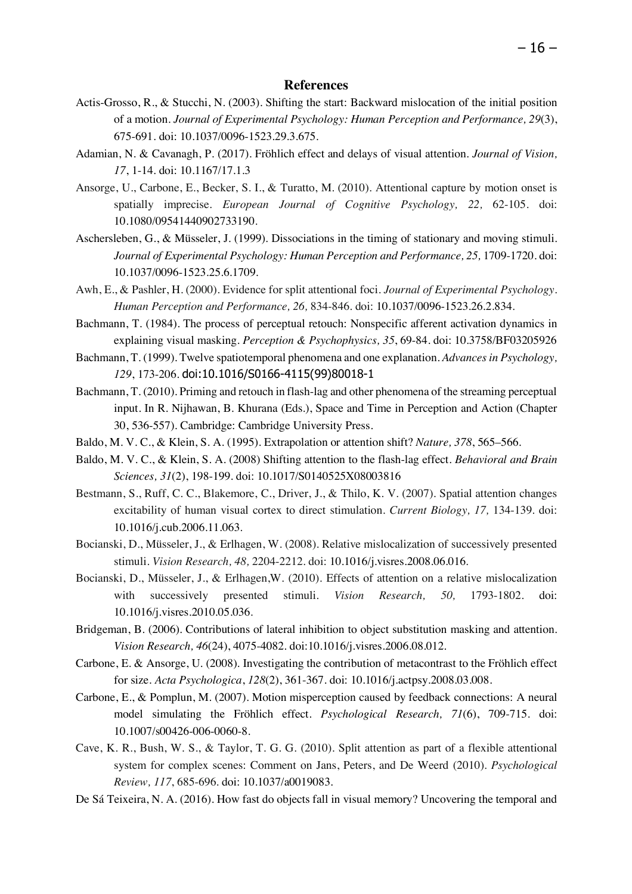## References

Actis-Grosso, R., & Stucchi, N. (2003). Shifting the start: Backward mislocation of the initial position of a motion. *Journal of Experimental Psychology: Human Perception and Performance, 29*(3), 675-691. doi: 10.1037/0096-1523.29.3.675.

Adamian, N. & Cavanagh, P. (2017). Fröhlich effect and delays of visual attention. *Journal of Vision, 17*, 1-14. doi: 10.1167/17.1.3

Ansorge, U., Carbone, E., Becker, S. I., & Turatto, M. (2010). Attentional capture by motion onset is spatially imprecise. *European Journal of Cognitive Psychology, 22,* 62-105. doi: 10.1080/09541440902733190.

Aschersleben, G., & Müsseler, J. (1999). Dissociations in the timing of stationary and moving stimuli. *Journal of Experimental Psychology: Human Perception and Performance, 25,* 1709-1720. doi: 10.1037/0096-1523.25.6.1709.

Awh, E., & Pashler, H. (2000). Evidence for split attentional foci. *Journal of Experimental Psychology. Human Perception and Performance, 26,* 834-846. doi: 10.1037/0096-1523.26.2.834.

Bachmann, T. (1984). The process of perceptual retouch: Nonspecific afferent activation dynamics in explaining visual masking. *Perception & Psychophysics, 35*, 69-84. doi: 10.3758/BF03205926

Bachmann, T. (1999). Twelve spatiotemporal phenomena and one explanation. *Advances in Psychology, 129*, 173-206. doi:10.1016/S0166-4115(99)80018-1

Bachmann, T. (2010). Priming and retouch in flash-lag and other phenomena of the streaming perceptual input. In R. Nijhawan, B. Khurana (Eds.), Space and Time in Perception and Action (Chapter 30, 536-557). Cambridge: Cambridge University Press.

Baldo, M. V. C., & Klein, S. A. (1995). Extrapolation or attention shift? *Nature, 378*, 565–566.

Baldo, M. V. C., & Klein, S. A. (2008) Shifting attention to the flash-lag effect. *Behavioral and Brain Sciences, 31*(2), 198-199. doi: 10.1017/S0140525X08003816

Bestmann, S., Ruff, C. C., Blakemore, C., Driver, J., & Thilo, K. V. (2007). Spatial attention changes excitability of human visual cortex to direct stimulation. *Current Biology, 17,* 134-139. doi: 10.1016/j.cub.2006.11.063.

Bocianski, D., Müsseler, J., & Erlhagen, W. (2008). Relative mislocalization of successively presented stimuli. *Vision Research, 48,* 2204-2212. doi: 10.1016/j.visres.2008.06.016.

Bocianski, D., Müsseler, J., & Erlhagen,W. (2010). Effects of attention on a relative mislocalization with successively presented stimuli. *Vision Research, 50,* 1793-1802. doi: 10.1016/j.visres.2010.05.036.

Bridgeman, B. (2006). Contributions of lateral inhibition to object substitution masking and attention. *Vision Research, 46*(24), 4075-4082. doi:10.1016/j.visres.2006.08.012.

Carbone, E. & Ansorge, U. (2008). Investigating the contribution of metacontrast to the Fröhlich effect for size. *Acta Psychologica*, *128*(2), 361-367. doi: 10.1016/j.actpsy.2008.03.008.

Carbone, E., & Pomplun, M. (2007). Motion misperception caused by feedback connections: A neural model simulating the Fröhlich effect. *Psychological Research, 71*(6), 709-715. doi: 10.1007/s00426-006-0060-8.

Cave, K. R., Bush, W. S., & Taylor, T. G. G. (2010). Split attention as part of a flexible attentional system for complex scenes: Comment on Jans, Peters, and De Weerd (2010). *Psychological Review, 117*, 685-696. doi: 10.1037/a0019083.

De Sá Teixeira, N. A. (2016). How fast do objects fall in visual memory? Uncovering the temporal and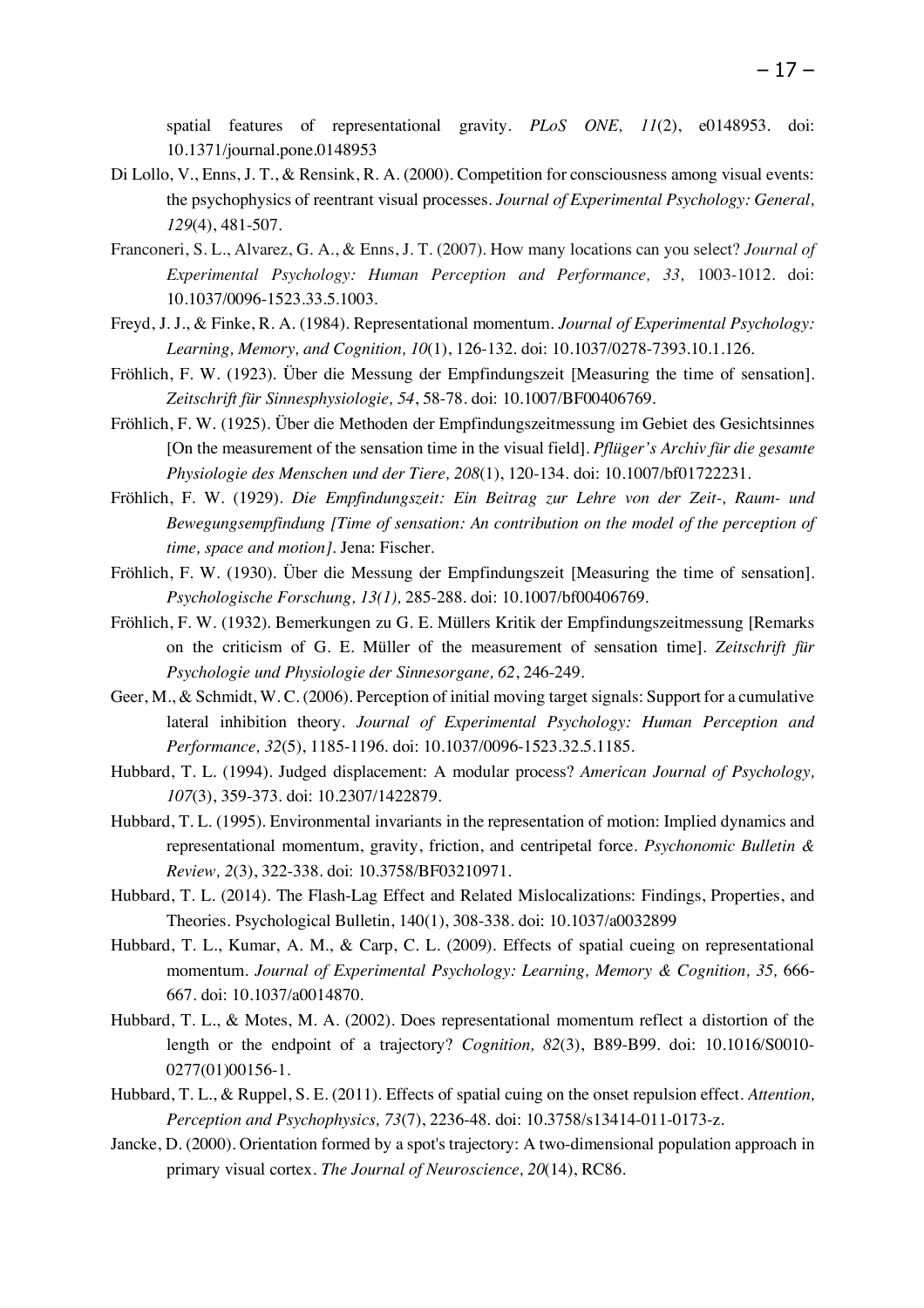spatial features of representational gravity. *PLoS ONE, 11*(2), e0148953. doi: 10.1371/journal.pone.0148953

Di Lollo, V., Enns, J. T., & Rensink, R. A. (2000). Competition for consciousness among visual events: the psychophysics of reentrant visual processes. *Journal of Experimental Psychology: General, 129*(4), 481-507.

Franconeri, S. L., Alvarez, G. A., & Enns, J. T. (2007). How many locations can you select? *Journal of Experimental Psychology: Human Perception and Performance, 33,* 1003-1012. doi: 10.1037/0096-1523.33.5.1003.

Freyd, J. J., & Finke, R. A. (1984). Representational momentum. *Journal of Experimental Psychology: Learning, Memory, and Cognition, 10*(1), 126-132. doi: 10.1037/0278-7393.10.1.126.

Fröhlich, F. W. (1923). Über die Messung der Empfindungszeit [Measuring the time of sensation]. *Zeitschrift für Sinnesphysiologie, 54*, 58-78. doi: 10.1007/BF00406769.

Fröhlich, F. W. (1925). Über die Methoden der Empfindungszeitmessung im Gebiet des Gesichtsinnes [On the measurement of the sensation time in the visual field]. *Pflüger's Archiv für die gesamte Physiologie des Menschen und der Tiere, 208*(1), 120-134. doi: 10.1007/bf01722231.

Fröhlich, F. W. (1929). *Die Empfindungszeit: Ein Beitrag zur Lehre von der Zeit-, Raum- und Bewegungsempfindung [Time of sensation: An contribution on the model of the perception of time, space and motion].* Jena: Fischer.

Fröhlich, F. W. (1930). Über die Messung der Empfindungszeit [Measuring the time of sensation]. *Psychologische Forschung, 13(1),* 285-288. doi: 10.1007/bf00406769.

Fröhlich, F. W. (1932). Bemerkungen zu G. E. Müllers Kritik der Empfindungszeitmessung [Remarks on the criticism of G. E. Müller of the measurement of sensation time]. *Zeitschrift für Psychologie und Physiologie der Sinnesorgane, 62*, 246-249.

Geer, M., & Schmidt, W. C. (2006). Perception of initial moving target signals: Support for a cumulative lateral inhibition theory. *Journal of Experimental Psychology: Human Perception and Performance, 32*(5), 1185-1196. doi: 10.1037/0096-1523.32.5.1185.

Hubbard, T. L. (1994). Judged displacement: A modular process? *American Journal of Psychology, 107*(3), 359-373. doi: 10.2307/1422879.

Hubbard, T. L. (1995). Environmental invariants in the representation of motion: Implied dynamics and representational momentum, gravity, friction, and centripetal force. *Psychonomic Bulletin & Review, 2*(3), 322-338. doi: 10.3758/BF03210971.

Hubbard, T. L. (2014). The Flash-Lag Effect and Related Mislocalizations: Findings, Properties, and Theories. Psychological Bulletin, 140(1), 308-338. doi: 10.1037/a0032899

Hubbard, T. L., Kumar, A. M., & Carp, C. L. (2009). Effects of spatial cueing on representational momentum. *Journal of Experimental Psychology: Learning, Memory & Cognition, 35,* 666-667. doi: 10.1037/a0014870.

Hubbard, T. L., & Motes, M. A. (2002). Does representational momentum reflect a distortion of the length or the endpoint of a trajectory? *Cognition, 82*(3), B89-B99. doi: 10.1016/S0010-0277(01)00156-1.

Hubbard, T. L., & Ruppel, S. E. (2011). Effects of spatial cuing on the onset repulsion effect. *Attention, Perception and Psychophysics, 73*(7), 2236-48. doi: 10.3758/s13414-011-0173-z.

Jancke, D. (2000). Orientation formed by a spot's trajectory: A two-dimensional population approach in primary visual cortex. *The Journal of Neuroscience, 20*(14), RC86.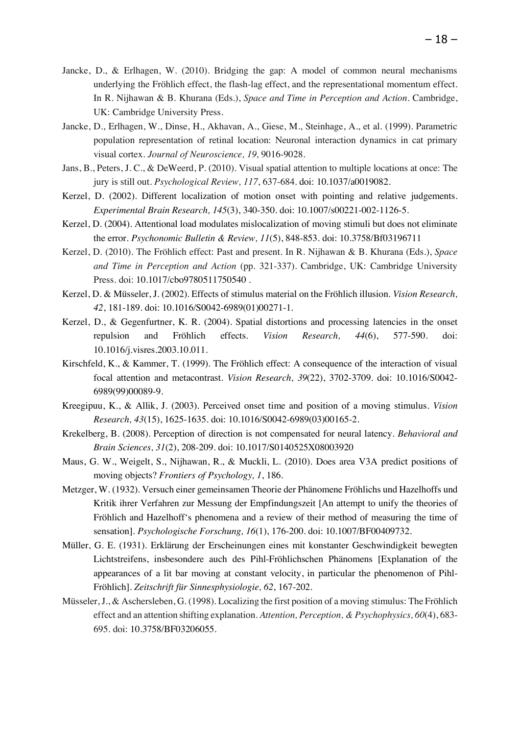Jancke, D., & Erlhagen, W. (2010). Bridging the gap: A model of common neural mechanisms underlying the Fröhlich effect, the flash-lag effect, and the representational momentum effect. In R. Nijhawan & B. Khurana (Eds.), *Space and Time in Perception and Action*. Cambridge, UK: Cambridge University Press.

Jancke, D., Erlhagen, W., Dinse, H., Akhavan, A., Giese, M., Steinhage, A., et al. (1999). Parametric population representation of retinal location: Neuronal interaction dynamics in cat primary visual cortex. *Journal of Neuroscience, 19,* 9016-9028.

Jans, B., Peters, J. C., & DeWeerd, P. (2010). Visual spatial attention to multiple locations at once: The jury is still out. *Psychological Review, 117*, 637-684. doi: 10.1037/a0019082.

Kerzel, D. (2002). Different localization of motion onset with pointing and relative judgements. *Experimental Brain Research, 145*(3), 340-350. doi: 10.1007/s00221-002-1126-5.

Kerzel, D. (2004). Attentional load modulates mislocalization of moving stimuli but does not eliminate the error. *Psychonomic Bulletin & Review, 11*(5), 848-853. doi: 10.3758/Bf03196711

Kerzel, D. (2010). The Fröhlich effect: Past and present. In R. Nijhawan & B. Khurana (Eds.), *Space and Time in Perception and Action* (pp. 321-337). Cambridge, UK: Cambridge University Press. doi: 10.1017/cbo9780511750540 .

Kerzel, D. & Müsseler, J. (2002). Effects of stimulus material on the Fröhlich illusion. *Vision Research, 42*, 181-189. doi: 10.1016/S0042-6989(01)00271-1.

Kerzel, D., & Gegenfurtner, K. R. (2004). Spatial distortions and processing latencies in the onset repulsion and Fröhlich effects. *Vision Research, 44*(6), 577-590. doi: 10.1016/j.visres.2003.10.011.

Kirschfeld, K., & Kammer, T. (1999). The Fröhlich effect: A consequence of the interaction of visual focal attention and metacontrast. *Vision Research, 39*(22), 3702-3709. doi: 10.1016/S0042-6989(99)00089-9.

Kreegipuu, K., & Allik, J. (2003). Perceived onset time and position of a moving stimulus. *Vision Research, 43*(15), 1625-1635. doi: 10.1016/S0042-6989(03)00165-2.

Krekelberg, B. (2008). Perception of direction is not compensated for neural latency. *Behavioral and Brain Sciences, 31*(2), 208-209. doi: 10.1017/S0140525X08003920

Maus, G. W., Weigelt, S., Nijhawan, R., & Muckli, L. (2010). Does area V3A predict positions of moving objects? *Frontiers of Psychology, 1*, 186.

Metzger, W. (1932). Versuch einer gemeinsamen Theorie der Phänomene Fröhlichs und Hazelhoffs und Kritik ihrer Verfahren zur Messung der Empfindungszeit [An attempt to unify the theories of Fröhlich and Hazelhoff's phenomena and a review of their method of measuring the time of sensation]. *Psychologische Forschung, 16*(1), 176-200. doi: 10.1007/BF00409732.

Müller, G. E. (1931). Erklärung der Erscheinungen eines mit konstanter Geschwindigkeit bewegten Lichtstreifens, insbesondere auch des Pihl-Fröhlichschen Phänomens [Explanation of the appearances of a lit bar moving at constant velocity, in particular the phenomenon of Pihl-Fröhlich]. *Zeitschrift für Sinnesphysiologie, 62*, 167-202.

Müsseler, J., & Aschersleben, G. (1998). Localizing the first position of a moving stimulus: The Fröhlich effect and an attention shifting explanation. *Attention, Perception, & Psychophysics, 60*(4), 683-695. doi: 10.3758/BF03206055.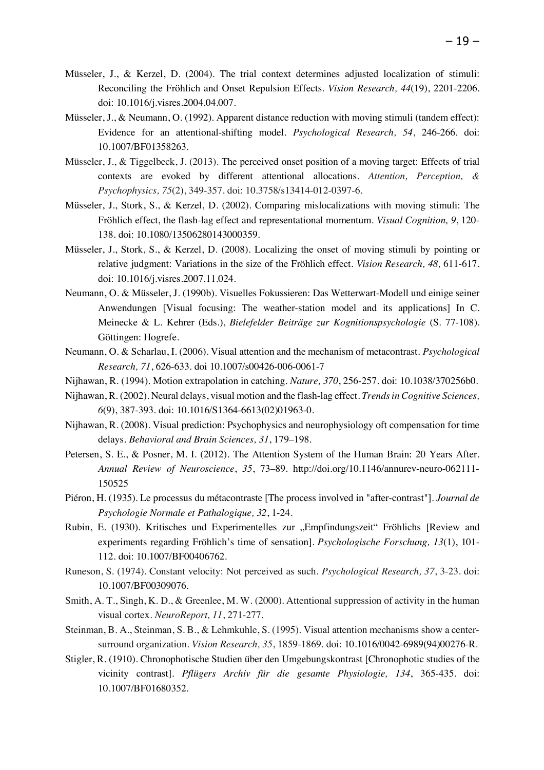Müsseler, J., & Kerzel, D. (2004). The trial context determines adjusted localization of stimuli: Reconciling the Fröhlich and Onset Repulsion Effects. *Vision Research, 44*(19), 2201-2206. doi: 10.1016/j.visres.2004.04.007.

Müsseler, J., & Neumann, O. (1992). Apparent distance reduction with moving stimuli (tandem effect): Evidence for an attentional-shifting model. *Psychological Research, 54*, 246-266. doi: 10.1007/BF01358263.

Müsseler, J., & Tiggelbeck, J. (2013). The perceived onset position of a moving target: Effects of trial contexts are evoked by different attentional allocations. *Attention, Perception, & Psychophysics, 75*(2), 349-357. doi: 10.3758/s13414-012-0397-6.

Müsseler, J., Stork, S., & Kerzel, D. (2002). Comparing mislocalizations with moving stimuli: The Fröhlich effect, the flash-lag effect and representational momentum. *Visual Cognition, 9*, 120-138. doi: 10.1080/13506280143000359.

Müsseler, J., Stork, S., & Kerzel, D. (2008). Localizing the onset of moving stimuli by pointing or relative judgment: Variations in the size of the Fröhlich effect. *Vision Research, 48,* 611-617. doi: 10.1016/j.visres.2007.11.024.

Neumann, O. & Müsseler, J. (1990b). Visuelles Fokussieren: Das Wetterwart-Modell und einige seiner Anwendungen [Visual focusing: The weather-station model and its applications] In C. Meinecke & L. Kehrer (Eds.), *Bielefelder Beiträge zur Kognitionspsychologie* (S. 77-108). Göttingen: Hogrefe.

Neumann, O. & Scharlau, I. (2006). Visual attention and the mechanism of metacontrast. *Psychological Research, 71*, 626-633. doi 10.1007/s00426-006-0061-7

Nijhawan, R. (1994). Motion extrapolation in catching. *Nature, 370*, 256-257. doi: 10.1038/370256b0.

Nijhawan, R. (2002). Neural delays, visual motion and the flash-lag effect. *Trends in Cognitive Sciences, 6*(9), 387-393. doi: 10.1016/S1364-6613(02)01963-0.

Nijhawan, R. (2008). Visual prediction: Psychophysics and neurophysiology oft compensation for time delays. *Behavioral and Brain Sciences, 31*, 179–198.

Petersen, S. E., & Posner, M. I. (2012). The Attention System of the Human Brain: 20 Years After. *Annual Review of Neuroscience*, *35*, 73–89. http://doi.org/10.1146/annurev-neuro-062111-150525

Piéron, H. (1935). Le processus du métacontraste [The process involved in "after-contrast"]. *Journal de Psychologie Normale et Pathalogique, 32*, 1-24.

Rubin, E. (1930). Kritisches und Experimentelles zur „Empfindungszeit" Fröhlichs [Review and experiments regarding Fröhlich's time of sensation]. *Psychologische Forschung, 13*(1), 101-112. doi: 10.1007/BF00406762.

Runeson, S. (1974). Constant velocity: Not perceived as such. *Psychological Research, 37*, 3-23. doi: 10.1007/BF00309076.

Smith, A. T., Singh, K. D., & Greenlee, M. W. (2000). Attentional suppression of activity in the human visual cortex. *NeuroReport, 11*, 271-277.

Steinman, B. A., Steinman, S. B., & Lehmkuhle, S. (1995). Visual attention mechanisms show a center-surround organization. *Vision Research, 35*, 1859-1869. doi: 10.1016/0042-6989(94)00276-R.

Stigler, R. (1910). Chronophotische Studien über den Umgebungskontrast [Chronophotic studies of the vicinity contrast]. *Pflügers Archiv für die gesamte Physiologie, 134*, 365-435. doi: 10.1007/BF01680352.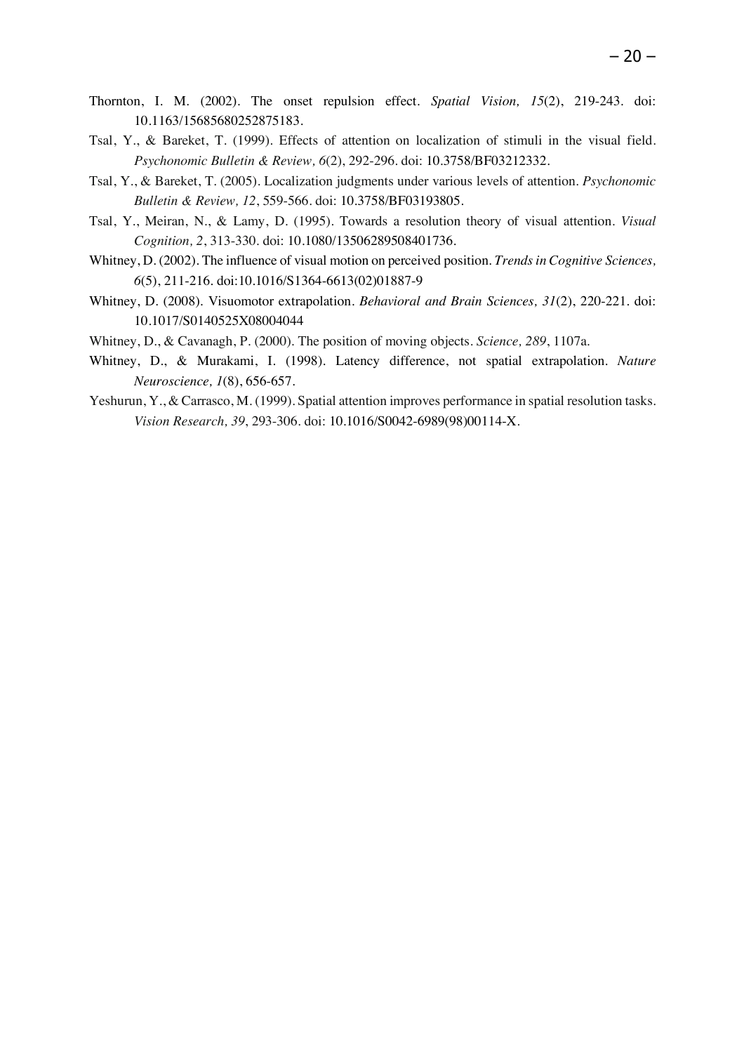Thornton, I. M. (2002). The onset repulsion effect. *Spatial Vision, 15*(2), 219-243. doi: 10.1163/15685680252875183.

Tsal, Y., & Bareket, T. (1999). Effects of attention on localization of stimuli in the visual field. *Psychonomic Bulletin & Review, 6*(2), 292-296. doi: 10.3758/BF03212332.

Tsal, Y., & Bareket, T. (2005). Localization judgments under various levels of attention. *Psychonomic Bulletin & Review, 12*, 559-566. doi: 10.3758/BF03193805.

Tsal, Y., Meiran, N., & Lamy, D. (1995). Towards a resolution theory of visual attention. *Visual Cognition, 2*, 313-330. doi: 10.1080/13506289508401736.

Whitney, D. (2002). The influence of visual motion on perceived position. *Trends in Cognitive Sciences, 6*(5), 211-216. doi:10.1016/S1364-6613(02)01887-9

Whitney, D. (2008). Visuomotor extrapolation. *Behavioral and Brain Sciences, 31*(2), 220-221. doi: 10.1017/S0140525X08004044

Whitney, D., & Cavanagh, P. (2000). The position of moving objects. *Science, 289*, 1107a.

Whitney, D., & Murakami, I. (1998). Latency difference, not spatial extrapolation. *Nature Neuroscience, 1*(8), 656-657.

Yeshurun, Y., & Carrasco, M. (1999). Spatial attention improves performance in spatial resolution tasks. *Vision Research, 39*, 293-306. doi: 10.1016/S0042-6989(98)00114-X.